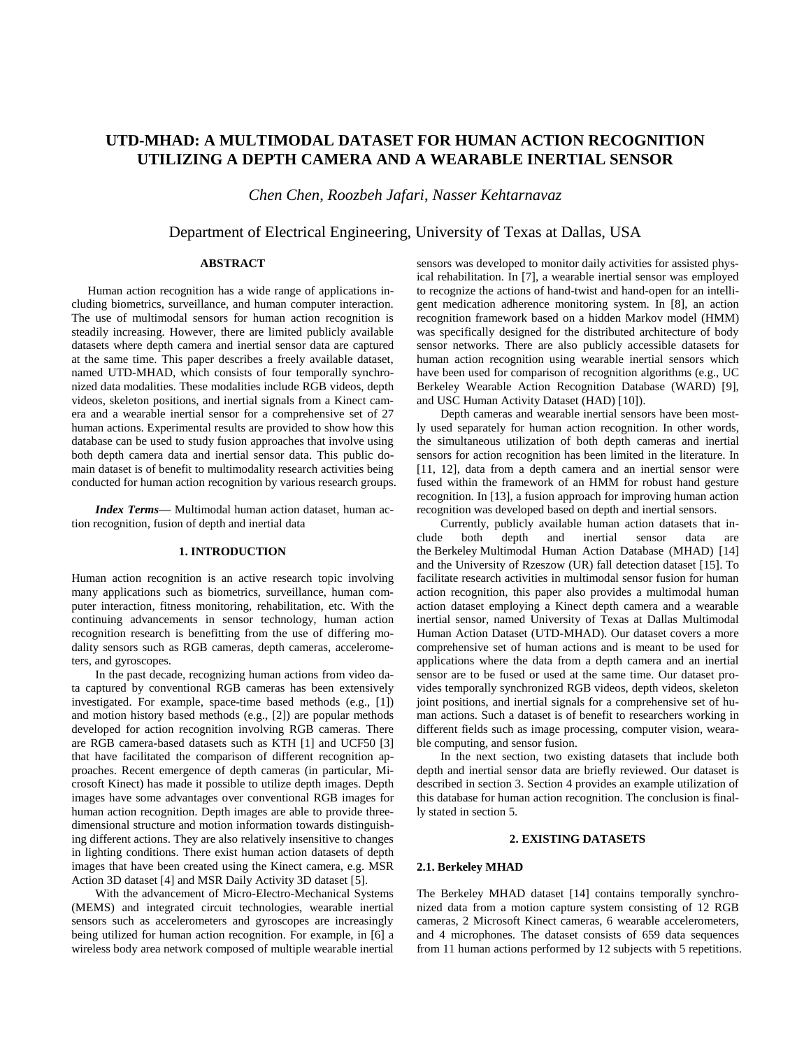# UTD-MHAD: A MULTIMODAL DATASET FOR HUMAN ACTION RECOGNITION UTILIZING A DEPTH CAMERA AND A WEARABLE INERTIAL SENSOR

*Chen Chen, Roozbeh Jafari, Nasser Kehtarnavaz*

Department of Electrical Engineering, University of Texas at Dallas, USA

### ABSTRACT

Human action recognition has a wide range of applications including biometrics, surveillance, and human computer interaction. The use of multimodal sensors for human action recognition is steadily increasing. However, there are limited publicly available datasets where depth camera and inertial sensor data are captured at the same time. This paper describes a freely available dataset, named UTD-MHAD, which consists of four temporally synchronized data modalities. These modalities include RGB videos, depth videos, skeleton positions, and inertial signals from a Kinect camera and a wearable inertial sensor for a comprehensive set of 27 human actions. Experimental results are provided to show how this database can be used to study fusion approaches that involve using both depth camera data and inertial sensor data. This public domain dataset is of benefit to multimodality research activities being conducted for human action recognition by various research groups.

***Index Terms*—** Multimodal human action dataset, human action recognition, fusion of depth and inertial data

## 1. INTRODUCTION

Human action recognition is an active research topic involving many applications such as biometrics, surveillance, human computer interaction, fitness monitoring, rehabilitation, etc. With the continuing advancements in sensor technology, human action recognition research is benefitting from the use of differing modality sensors such as RGB cameras, depth cameras, accelerometers, and gyroscopes.

In the past decade, recognizing human actions from video data captured by conventional RGB cameras has been extensively investigated. For example, space-time based methods (e.g., [1]) and motion history based methods (e.g., [2]) are popular methods developed for action recognition involving RGB cameras. There are RGB camera-based datasets such as KTH [1] and UCF50 [3] that have facilitated the comparison of different recognition approaches. Recent emergence of depth cameras (in particular, Microsoft Kinect) has made it possible to utilize depth images. Depth images have some advantages over conventional RGB images for human action recognition. Depth images are able to provide three-dimensional structure and motion information towards distinguishing different actions. They are also relatively insensitive to changes in lighting conditions. There exist human action datasets of depth images that have been created using the Kinect camera, e.g. MSR Action 3D dataset [4] and MSR Daily Activity 3D dataset [5].

With the advancement of Micro-Electro-Mechanical Systems (MEMS) and integrated circuit technologies, wearable inertial sensors such as accelerometers and gyroscopes are increasingly being utilized for human action recognition. For example, in [6] a wireless body area network composed of multiple wearable inertial sensors was developed to monitor daily activities for assisted physical rehabilitation. In [7], a wearable inertial sensor was employed to recognize the actions of hand-twist and hand-open for an intelligent medication adherence monitoring system. In [8], an action recognition framework based on a hidden Markov model (HMM) was specifically designed for the distributed architecture of body sensor networks. There are also publicly accessible datasets for human action recognition using wearable inertial sensors which have been used for comparison of recognition algorithms (e.g., UC Berkeley Wearable Action Recognition Database (WARD) [9], and USC Human Activity Dataset (HAD) [10]).

Depth cameras and wearable inertial sensors have been mostly used separately for human action recognition. In other words, the simultaneous utilization of both depth cameras and inertial sensors for action recognition has been limited in the literature. In [11, 12], data from a depth camera and an inertial sensor were fused within the framework of an HMM for robust hand gesture recognition. In [13], a fusion approach for improving human action recognition was developed based on depth and inertial sensors.

Currently, publicly available human action datasets that include both depth and inertial sensor data are the Berkeley Multimodal Human Action Database (MHAD) [14] and the University of Rzeszow (UR) fall detection dataset [15]. To facilitate research activities in multimodal sensor fusion for human action recognition, this paper also provides a multimodal human action dataset employing a Kinect depth camera and a wearable inertial sensor, named University of Texas at Dallas Multimodal Human Action Dataset (UTD-MHAD). Our dataset covers a more comprehensive set of human actions and is meant to be used for applications where the data from a depth camera and an inertial sensor are to be fused or used at the same time. Our dataset provides temporally synchronized RGB videos, depth videos, skeleton joint positions, and inertial signals for a comprehensive set of human actions. Such a dataset is of benefit to researchers working in different fields such as image processing, computer vision, wearable computing, and sensor fusion.

In the next section, two existing datasets that include both depth and inertial sensor data are briefly reviewed. Our dataset is described in section 3. Section 4 provides an example utilization of this database for human action recognition. The conclusion is finally stated in section 5.

## 2. EXISTING DATASETS

### 2.1. Berkeley MHAD

The Berkeley MHAD dataset [14] contains temporally synchronized data from a motion capture system consisting of 12 RGB cameras, 2 Microsoft Kinect cameras, 6 wearable accelerometers, and 4 microphones. The dataset consists of 659 data sequences from 11 human actions performed by 12 subjects with 5 repetitions.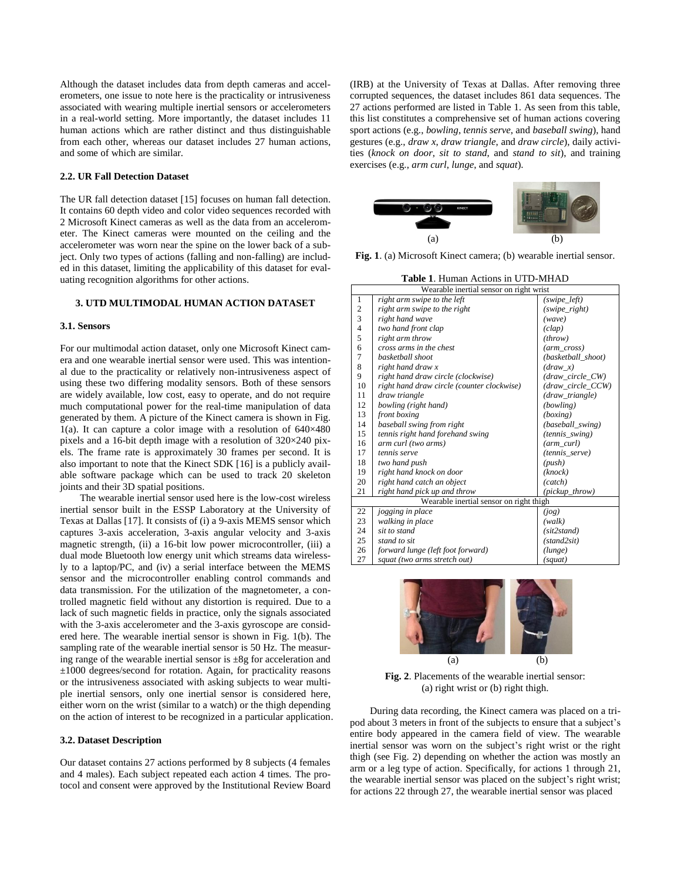Although the dataset includes data from depth cameras and accelerometers, one issue to note here is the practicality or intrusiveness associated with wearing multiple inertial sensors or accelerometers in a real-world setting. More importantly, the dataset includes 11 human actions which are rather distinct and thus distinguishable from each other, whereas our dataset includes 27 human actions, and some of which are similar.

### 2.2. UR Fall Detection Dataset

The UR fall detection dataset [15] focuses on human fall detection. It contains 60 depth video and color video sequences recorded with 2 Microsoft Kinect cameras as well as the data from an accelerometer. The Kinect cameras were mounted on the ceiling and the accelerometer was worn near the spine on the lower back of a subject. Only two types of actions (falling and non-falling) are included in this dataset, limiting the applicability of this dataset for evaluating recognition algorithms for other actions.

## 3. UTD MULTIMODAL HUMAN ACTION DATASET

### 3.1. Sensors

For our multimodal action dataset, only one Microsoft Kinect camera and one wearable inertial sensor were used. This was intentional due to the practicality or relatively non-intrusiveness aspect of using these two differing modality sensors. Both of these sensors are widely available, low cost, easy to operate, and do not require much computational power for the real-time manipulation of data generated by them. A picture of the Kinect camera is shown in Fig. 1(a). It can capture a color image with a resolution of 640×480 pixels and a 16-bit depth image with a resolution of 320×240 pixels. The frame rate is approximately 30 frames per second. It is also important to note that the Kinect SDK [16] is a publicly available software package which can be used to track 20 skeleton joints and their 3D spatial positions.

The wearable inertial sensor used here is the low-cost wireless inertial sensor built in the ESSP Laboratory at the University of Texas at Dallas [17]. It consists of (i) a 9-axis MEMS sensor which captures 3-axis acceleration, 3-axis angular velocity and 3-axis magnetic strength, (ii) a 16-bit low power microcontroller, (iii) a dual mode Bluetooth low energy unit which streams data wirelessly to a laptop/PC, and (iv) a serial interface between the MEMS sensor and the microcontroller enabling control commands and data transmission. For the utilization of the magnetometer, a controlled magnetic field without any distortion is required. Due to a lack of such magnetic fields in practice, only the signals associated with the 3-axis accelerometer and the 3-axis gyroscope are considered here. The wearable inertial sensor is shown in Fig. 1(b). The sampling rate of the wearable inertial sensor is 50 Hz. The measuring range of the wearable inertial sensor is ±8g for acceleration and ±1000 degrees/second for rotation. Again, for practicality reasons or the intrusiveness associated with asking subjects to wear multiple inertial sensors, only one inertial sensor is considered here, either worn on the wrist (similar to a watch) or the thigh depending on the action of interest to be recognized in a particular application.

### 3.2. Dataset Description

Our dataset contains 27 actions performed by 8 subjects (4 females and 4 males). Each subject repeated each action 4 times. The protocol and consent were approved by the Institutional Review Board (IRB) at the University of Texas at Dallas. After removing three corrupted sequences, the dataset includes 861 data sequences. The 27 actions performed are listed in Table 1. As seen from this table, this list constitutes a comprehensive set of human actions covering sport actions (e.g., *bowling*, *tennis serve*, and *baseball swing*), hand gestures (e.g., *draw x*, *draw triangle*, and *draw circle*), daily activities (*knock on door*, *sit to stand*, and *stand to sit*), and training exercises (e.g., *arm curl*, *lunge*, and *squat*).

**Fig. 1**. (a) Microsoft Kinect camera; (b) wearable inertial sensor.

**Table 1**. Human Actions in UTD-MHAD

| | Wearable inertial sensor on right wrist | |
|---|---|---|
| 1 | *right arm swipe to the left* | *(swipe_left)* |
| 2 | *right arm swipe to the right* | *(swipe_right)* |
| 3 | *right hand wave* | *(wave)* |
| 4 | *two hand front clap* | *(clap)* |
| 5 | *right arm throw* | *(throw)* |
| 6 | *cross arms in the chest* | *(arm_cross)* |
| 7 | *basketball shoot* | *(basketball_shoot)* |
| 8 | *right hand draw x* | *(draw_x)* |
| 9 | *right hand draw circle (clockwise)* | *(draw_circle_CW)* |
| 10 | *right hand draw circle (counter clockwise)* | *(draw_circle_CCW)* |
| 11 | *draw triangle* | *(draw_triangle)* |
| 12 | *bowling (right hand)* | *(bowling)* |
| 13 | *front boxing* | *(boxing)* |
| 14 | *baseball swing from right* | *(baseball_swing)* |
| 15 | *tennis right hand forehand swing* | *(tennis_swing)* |
| 16 | *arm curl (two arms)* | *(arm_curl)* |
| 17 | *tennis serve* | *(tennis_serve)* |
| 18 | *two hand push* | *(push)* |
| 19 | *right hand knock on door* | *(knock)* |
| 20 | *right hand catch an object* | *(catch)* |
| 21 | *right hand pick up and throw* | *(pickup_throw)* |
| | Wearable inertial sensor on right thigh | |
| 22 | *jogging in place* | *(jog)* |
| 23 | *walking in place* | *(walk)* |
| 24 | *sit to stand* | *(sit2stand)* |
| 25 | *stand to sit* | *(stand2sit)* |
| 26 | *forward lunge (left foot forward)* | *(lunge)* |
| 27 | *squat (two arms stretch out)* | *(squat)* |

**Fig. 2**. Placements of the wearable inertial sensor: (a) right wrist or (b) right thigh.

During data recording, the Kinect camera was placed on a tripod about 3 meters in front of the subjects to ensure that a subject's entire body appeared in the camera field of view. The wearable inertial sensor was worn on the subject's right wrist or the right thigh (see Fig. 2) depending on whether the action was mostly an arm or a leg type of action. Specifically, for actions 1 through 21, the wearable inertial sensor was placed on the subject's right wrist; for actions 22 through 27, the wearable inertial sensor was placed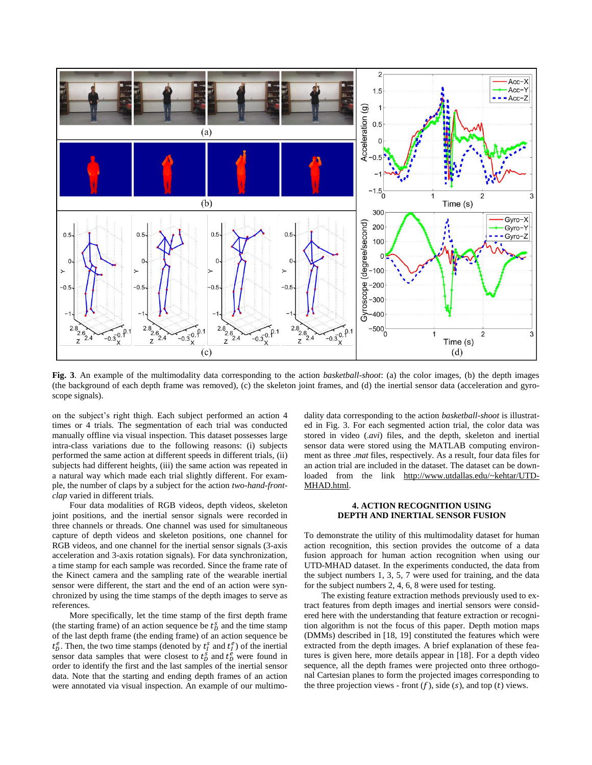**Fig. 3**. An example of the multimodality data corresponding to the action *basketball-shoot*: (a) the color images, (b) the depth images (the background of each depth frame was removed), (c) the skeleton joint frames, and (d) the inertial sensor data (acceleration and gyroscope signals).

on the subject's right thigh. Each subject performed an action 4 times or 4 trials. The segmentation of each trial was conducted manually offline via visual inspection. This dataset possesses large intra-class variations due to the following reasons: (i) subjects performed the same action at different speeds in different trials, (ii) subjects had different heights, (iii) the same action was repeated in a natural way which made each trial slightly different. For example, the number of claps by a subject for the action *two-hand-front-clap* varied in different trials.

Four data modalities of RGB videos, depth videos, skeleton joint positions, and the inertial sensor signals were recorded in three channels or threads. One channel was used for simultaneous capture of depth videos and skeleton positions, one channel for RGB videos, and one channel for the inertial sensor signals (3-axis acceleration and 3-axis rotation signals). For data synchronization, a time stamp for each sample was recorded. Since the frame rate of the Kinect camera and the sampling rate of the wearable inertial sensor were different, the start and the end of an action were synchronized by using the time stamps of the depth images to serve as references.

More specifically, let the time stamp of the first depth frame (the starting frame) of an action sequence be $t_D^s$ and the time stamp of the last depth frame (the ending frame) of an action sequence be $t_D^e$. Then, the two time stamps (denoted by $t_I^s$ and $t_I^e$) of the inertial sensor data samples that were closest to $t_D^s$ and $t_D^e$ were found in order to identify the first and the last samples of the inertial sensor data. Note that the starting and ending depth frames of an action were annotated via visual inspection. An example of our multimodality data corresponding to the action *basketball-shoot* is illustrated in Fig. 3. For each segmented action trial, the color data was stored in video (*.avi*) files, and the depth, skeleton and inertial sensor data were stored using the MATLAB computing environment as three *.mat* files, respectively. As a result, four data files for an action trial are included in the dataset. The dataset can be downloaded from the link http://www.utdallas.edu/~kehtar/UTD-MHAD.html.

## 4. ACTION RECOGNITION USING DEPTH AND INERTIAL SENSOR FUSION

To demonstrate the utility of this multimodality dataset for human action recognition, this section provides the outcome of a data fusion approach for human action recognition when using our UTD-MHAD dataset. In the experiments conducted, the data from the subject numbers 1, 3, 5, 7 were used for training, and the data for the subject numbers 2, 4, 6, 8 were used for testing.

The existing feature extraction methods previously used to extract features from depth images and inertial sensors were considered here with the understanding that feature extraction or recognition algorithm is not the focus of this paper. Depth motion maps (DMMs) described in [18, 19] constituted the features which were extracted from the depth images. A brief explanation of these features is given here, more details appear in [18]. For a depth video sequence, all the depth frames were projected onto three orthogonal Cartesian planes to form the projected images corresponding to the three projection views - front ($f$), side ($s$), and top ($t$) views.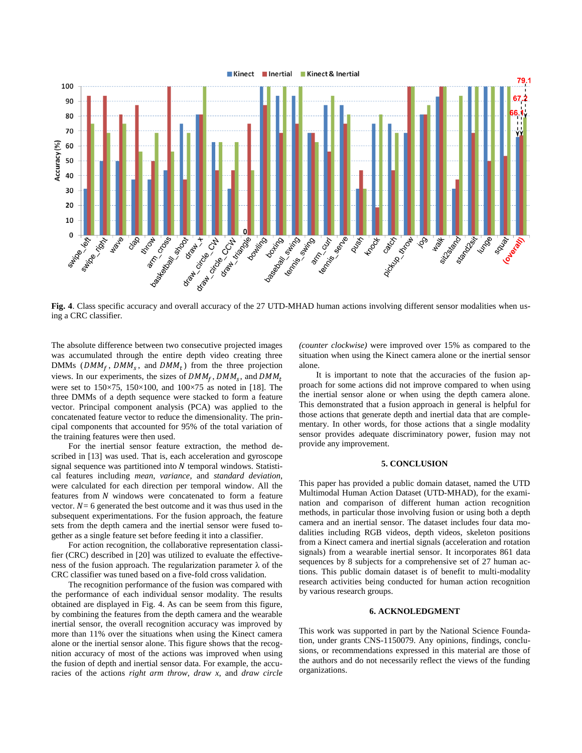**Fig. 4**. Class specific accuracy and overall accuracy of the 27 UTD-MHAD human actions involving different sensor modalities when using a CRC classifier.

The absolute difference between two consecutive projected images was accumulated through the entire depth video creating three DMMs ($DMM_f$, $DMM_s$, and $DMM_t$) from the three projection views. In our experiments, the sizes of $DMM_f$, $DMM_s$, and $DMM_t$ were set to 150×75, 150×100, and 100×75 as noted in [18]. The three DMMs of a depth sequence were stacked to form a feature vector. Principal component analysis (PCA) was applied to the concatenated feature vector to reduce the dimensionality. The principal components that accounted for 95% of the total variation of the training features were then used.

For the inertial sensor feature extraction, the method described in [13] was used. That is, each acceleration and gyroscope signal sequence was partitioned into $N$ temporal windows. Statistical features including *mean*, *variance*, and *standard deviation*, were calculated for each direction per temporal window. All the features from $N$ windows were concatenated to form a feature vector. $N = 6$ generated the best outcome and it was thus used in the subsequent experimentations. For the fusion approach, the feature sets from the depth camera and the inertial sensor were fused together as a single feature set before feeding it into a classifier.

For action recognition, the collaborative representation classifier (CRC) described in [20] was utilized to evaluate the effectiveness of the fusion approach. The regularization parameter $\lambda$ of the CRC classifier was tuned based on a five-fold cross validation.

The recognition performance of the fusion was compared with the performance of each individual sensor modality. The results obtained are displayed in Fig. 4. As can be seem from this figure, by combining the features from the depth camera and the wearable inertial sensor, the overall recognition accuracy was improved by more than 11% over the situations when using the Kinect camera alone or the inertial sensor alone. This figure shows that the recognition accuracy of most of the actions was improved when using the fusion of depth and inertial sensor data. For example, the accuracies of the actions *right arm throw*, *draw x*, and *draw circle (counter clockwise)* were improved over 15% as compared to the situation when using the Kinect camera alone or the inertial sensor alone.

It is important to note that the accuracies of the fusion approach for some actions did not improve compared to when using the inertial sensor alone or when using the depth camera alone. This demonstrated that a fusion approach in general is helpful for those actions that generate depth and inertial data that are complementary. In other words, for those actions that a single modality sensor provides adequate discriminatory power, fusion may not provide any improvement.

## 5. CONCLUSION

This paper has provided a public domain dataset, named the UTD Multimodal Human Action Dataset (UTD-MHAD), for the examination and comparison of different human action recognition methods, in particular those involving fusion or using both a depth camera and an inertial sensor. The dataset includes four data modalities including RGB videos, depth videos, skeleton positions from a Kinect camera and inertial signals (acceleration and rotation signals) from a wearable inertial sensor. It incorporates 861 data sequences by 8 subjects for a comprehensive set of 27 human actions. This public domain dataset is of benefit to multi-modality research activities being conducted for human action recognition by various research groups.

## 6. ACKNOLEDGMENT

This work was supported in part by the National Science Foundation, under grants CNS-1150079. Any opinions, findings, conclusions, or recommendations expressed in this material are those of the authors and do not necessarily reflect the views of the funding organizations.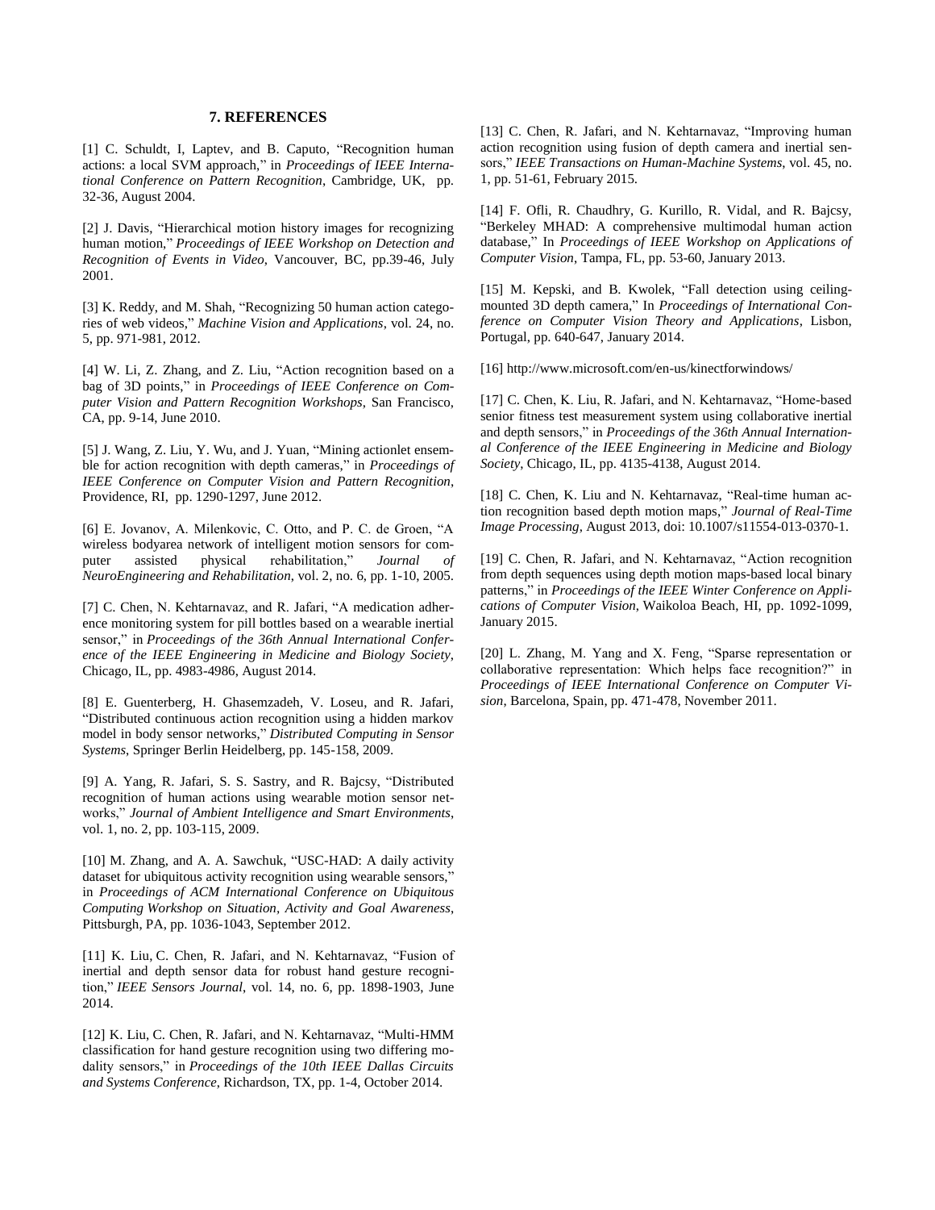## 7. REFERENCES

[1] C. Schuldt, I, Laptev, and B. Caputo, "Recognition human actions: a local SVM approach," in *Proceedings of IEEE International Conference on Pattern Recognition*, Cambridge, UK, pp. 32-36, August 2004.

[2] J. Davis, "Hierarchical motion history images for recognizing human motion," *Proceedings of IEEE Workshop on Detection and Recognition of Events in Video*, Vancouver, BC, pp.39-46, July 2001.

[3] K. Reddy, and M. Shah, "Recognizing 50 human action categories of web videos," *Machine Vision and Applications*, vol. 24, no. 5, pp. 971-981, 2012.

[4] W. Li, Z. Zhang, and Z. Liu, "Action recognition based on a bag of 3D points," in *Proceedings of IEEE Conference on Computer Vision and Pattern Recognition Workshops*, San Francisco, CA, pp. 9-14, June 2010.

[5] J. Wang, Z. Liu, Y. Wu, and J. Yuan, "Mining actionlet ensemble for action recognition with depth cameras," in *Proceedings of IEEE Conference on Computer Vision and Pattern Recognition*, Providence, RI, pp. 1290-1297, June 2012.

[6] E. Jovanov, A. Milenkovic, C. Otto, and P. C. de Groen, "A wireless bodyarea network of intelligent motion sensors for computer assisted physical rehabilitation," *Journal of NeuroEngineering and Rehabilitation*, vol. 2, no. 6, pp. 1-10, 2005.

[7] C. Chen, N. Kehtarnavaz, and R. Jafari, "A medication adherence monitoring system for pill bottles based on a wearable inertial sensor," in *Proceedings of the 36th Annual International Conference of the IEEE Engineering in Medicine and Biology Society*, Chicago, IL, pp. 4983-4986, August 2014.

[8] E. Guenterberg, H. Ghasemzadeh, V. Loseu, and R. Jafari, "Distributed continuous action recognition using a hidden markov model in body sensor networks," *Distributed Computing in Sensor Systems*, Springer Berlin Heidelberg, pp. 145-158, 2009.

[9] A. Yang, R. Jafari, S. S. Sastry, and R. Bajcsy, "Distributed recognition of human actions using wearable motion sensor networks," *Journal of Ambient Intelligence and Smart Environments*, vol. 1, no. 2, pp. 103-115, 2009.

[10] M. Zhang, and A. A. Sawchuk, "USC-HAD: A daily activity dataset for ubiquitous activity recognition using wearable sensors," in *Proceedings of ACM International Conference on Ubiquitous Computing Workshop on Situation, Activity and Goal Awareness*, Pittsburgh, PA, pp. 1036-1043, September 2012.

[11] K. Liu, C. Chen, R. Jafari, and N. Kehtarnavaz, "Fusion of inertial and depth sensor data for robust hand gesture recognition," *IEEE Sensors Journal*, vol. 14, no. 6, pp. 1898-1903, June 2014.

[12] K. Liu, C. Chen, R. Jafari, and N. Kehtarnavaz, "Multi-HMM classification for hand gesture recognition using two differing modality sensors," in *Proceedings of the 10th IEEE Dallas Circuits and Systems Conference*, Richardson, TX, pp. 1-4, October 2014.

[13] C. Chen, R. Jafari, and N. Kehtarnavaz, "Improving human action recognition using fusion of depth camera and inertial sensors," *IEEE Transactions on Human-Machine Systems*, vol. 45, no. 1, pp. 51-61, February 2015.

[14] F. Ofli, R. Chaudhry, G. Kurillo, R. Vidal, and R. Bajcsy, "Berkeley MHAD: A comprehensive multimodal human action database," In *Proceedings of IEEE Workshop on Applications of Computer Vision*, Tampa, FL, pp. 53-60, January 2013.

[15] M. Kepski, and B. Kwolek, "Fall detection using ceiling-mounted 3D depth camera," In *Proceedings of International Conference on Computer Vision Theory and Applications*, Lisbon, Portugal, pp. 640-647, January 2014.

[16] http://www.microsoft.com/en-us/kinectforwindows/

[17] C. Chen, K. Liu, R. Jafari, and N. Kehtarnavaz, "Home-based senior fitness test measurement system using collaborative inertial and depth sensors," in *Proceedings of the 36th Annual International Conference of the IEEE Engineering in Medicine and Biology Society*, Chicago, IL, pp. 4135-4138, August 2014.

[18] C. Chen, K. Liu and N. Kehtarnavaz, "Real-time human action recognition based depth motion maps," *Journal of Real-Time Image Processing*, August 2013, doi: 10.1007/s11554-013-0370-1.

[19] C. Chen, R. Jafari, and N. Kehtarnavaz, "Action recognition from depth sequences using depth motion maps-based local binary patterns," in *Proceedings of the IEEE Winter Conference on Applications of Computer Vision*, Waikoloa Beach, HI, pp. 1092-1099, January 2015.

[20] L. Zhang, M. Yang and X. Feng, "Sparse representation or collaborative representation: Which helps face recognition?" in *Proceedings of IEEE International Conference on Computer Vision*, Barcelona, Spain, pp. 471-478, November 2011.